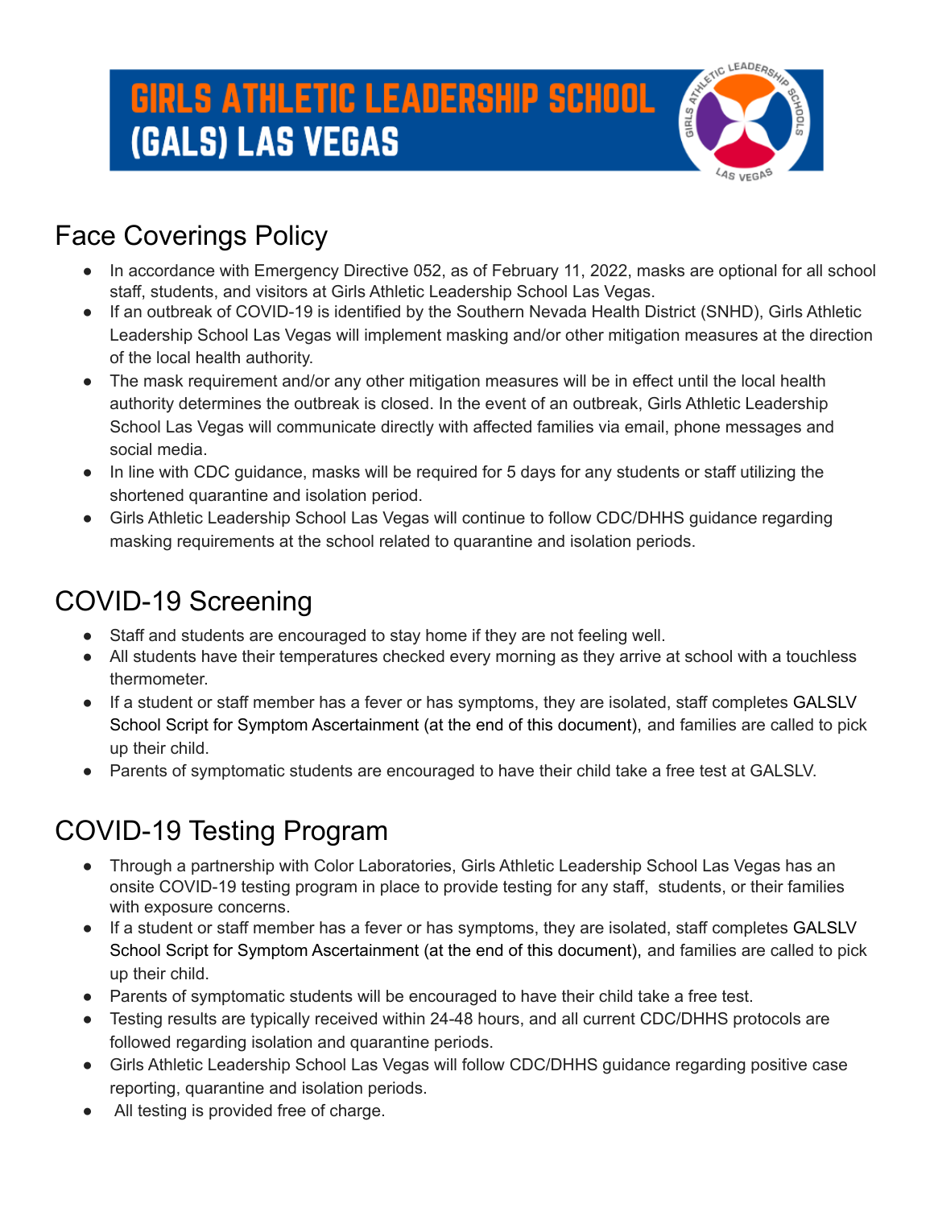# GIRLS ATHLETIC LEADERSHIP SCHOOL (GALS) LAS VEGAS

## Face Coverings Policy

- In accordance with Emergency Directive 052, as of February 11, 2022, masks are optional for all school staff, students, and visitors at Girls Athletic Leadership School Las Vegas.
- If an outbreak of COVID-19 is identified by the Southern Nevada Health District (SNHD), Girls Athletic Leadership School Las Vegas will implement masking and/or other mitigation measures at the direction of the local health authority.
- The mask requirement and/or any other mitigation measures will be in effect until the local health authority determines the outbreak is closed. In the event of an outbreak, Girls Athletic Leadership School Las Vegas will communicate directly with affected families via email, phone messages and social media.
- In line with CDC guidance, masks will be required for 5 days for any students or staff utilizing the shortened quarantine and isolation period.
- Girls Athletic Leadership School Las Vegas will continue to follow CDC/DHHS guidance regarding masking requirements at the school related to quarantine and isolation periods.

## COVID-19 Screening

- Staff and students are encouraged to stay home if they are not feeling well.
- All students have their temperatures checked every morning as they arrive at school with a touchless thermometer.
- If a student or staff member has a fever or has symptoms, they are isolated, staff completes GALSLV School Script for Symptom Ascertainment (at the end of this document), and families are called to pick up their child.
- Parents of symptomatic students are encouraged to have their child take a free test at GALSLV.

## COVID-19 Testing Program

- Through a partnership with Color Laboratories, Girls Athletic Leadership School Las Vegas has an onsite COVID-19 testing program in place to provide testing for any staff, students, or their families with exposure concerns.
- If a student or staff member has a fever or has symptoms, they are isolated, staff completes GALSLV School Script for Symptom Ascertainment (at the end of this document), and families are called to pick up their child.
- Parents of symptomatic students will be encouraged to have their child take a free test.
- Testing results are typically received within 24-48 hours, and all current CDC/DHHS protocols are followed regarding isolation and quarantine periods.
- Girls Athletic Leadership School Las Vegas will follow CDC/DHHS guidance regarding positive case reporting, quarantine and isolation periods.
- All testing is provided free of charge.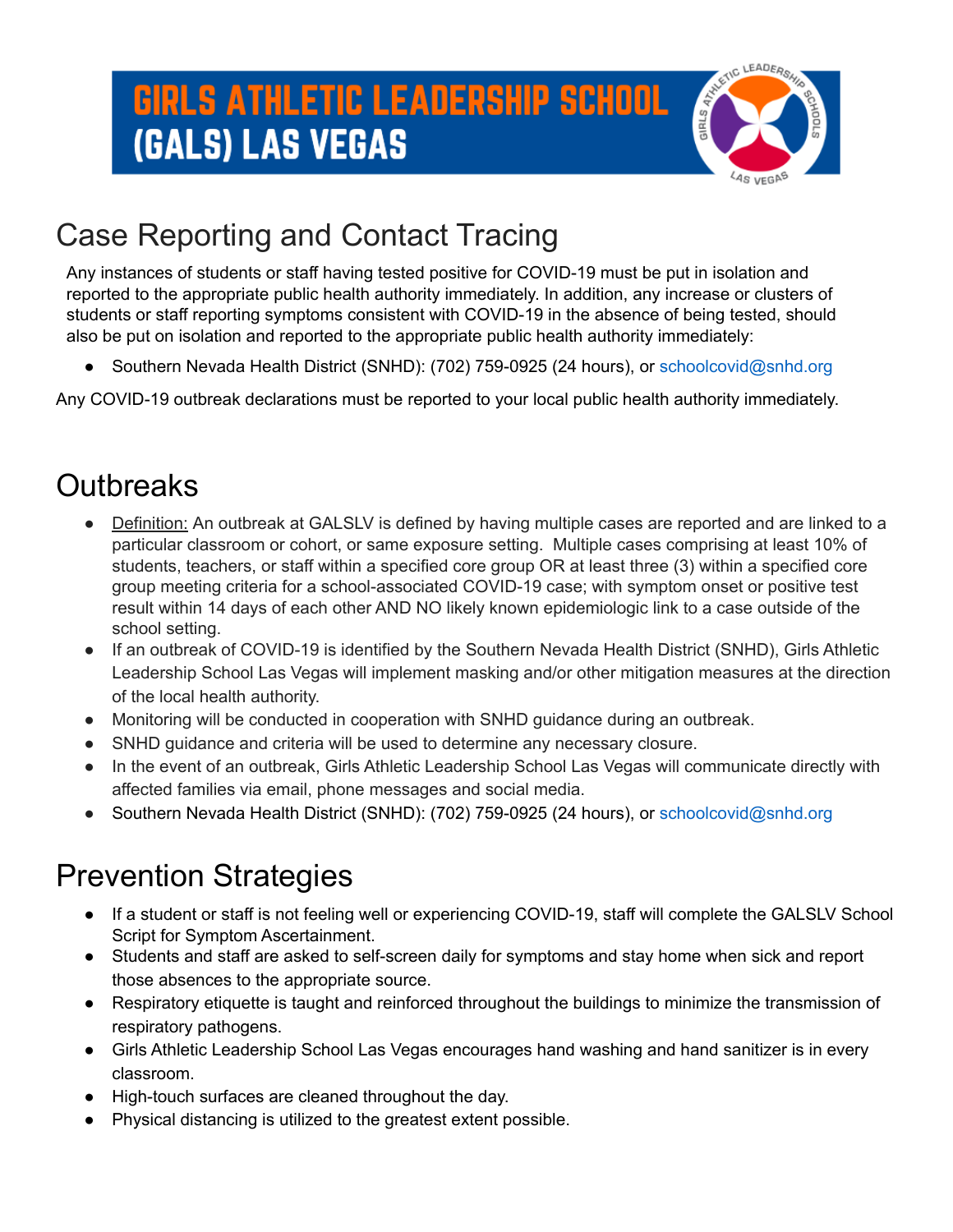# GIRLS ATHLETIC LEADERSHIP SCHOOL (GALS) LAS VEGAS

## Case Reporting and Contact Tracing

Any instances of students or staff having tested positive for COVID-19 must be put in isolation and reported to the appropriate public health authority immediately. In addition, any increase or clusters of students or staff reporting symptoms consistent with COVID-19 in the absence of being tested, should also be put on isolation and reported to the appropriate public health authority immediately:

- Southern Nevada Health District (SNHD): (702) 759-0925 (24 hours), or schoolcovid@snhd.org

Any COVID-19 outbreak declarations must be reported to your local public health authority immediately.

## Outbreaks

- Definition: An outbreak at GALSLV is defined by having multiple cases are reported and are linked to a particular classroom or cohort, or same exposure setting. Multiple cases comprising at least 10% of students, teachers, or staff within a specified core group OR at least three (3) within a specified core group meeting criteria for a school-associated COVID-19 case; with symptom onset or positive test result within 14 days of each other AND NO likely known epidemiologic link to a case outside of the school setting.
- If an outbreak of COVID-19 is identified by the Southern Nevada Health District (SNHD), Girls Athletic Leadership School Las Vegas will implement masking and/or other mitigation measures at the direction of the local health authority.
- Monitoring will be conducted in cooperation with SNHD guidance during an outbreak.
- SNHD guidance and criteria will be used to determine any necessary closure.
- In the event of an outbreak, Girls Athletic Leadership School Las Vegas will communicate directly with affected families via email, phone messages and social media.
- Southern Nevada Health District (SNHD): (702) 759-0925 (24 hours), or schoolcovid@snhd.org

## Prevention Strategies

- If a student or staff is not feeling well or experiencing COVID-19, staff will complete the GALSLV School Script for Symptom Ascertainment.
- Students and staff are asked to self-screen daily for symptoms and stay home when sick and report those absences to the appropriate source.
- Respiratory etiquette is taught and reinforced throughout the buildings to minimize the transmission of respiratory pathogens.
- Girls Athletic Leadership School Las Vegas encourages hand washing and hand sanitizer is in every classroom.
- High-touch surfaces are cleaned throughout the day.
- Physical distancing is utilized to the greatest extent possible.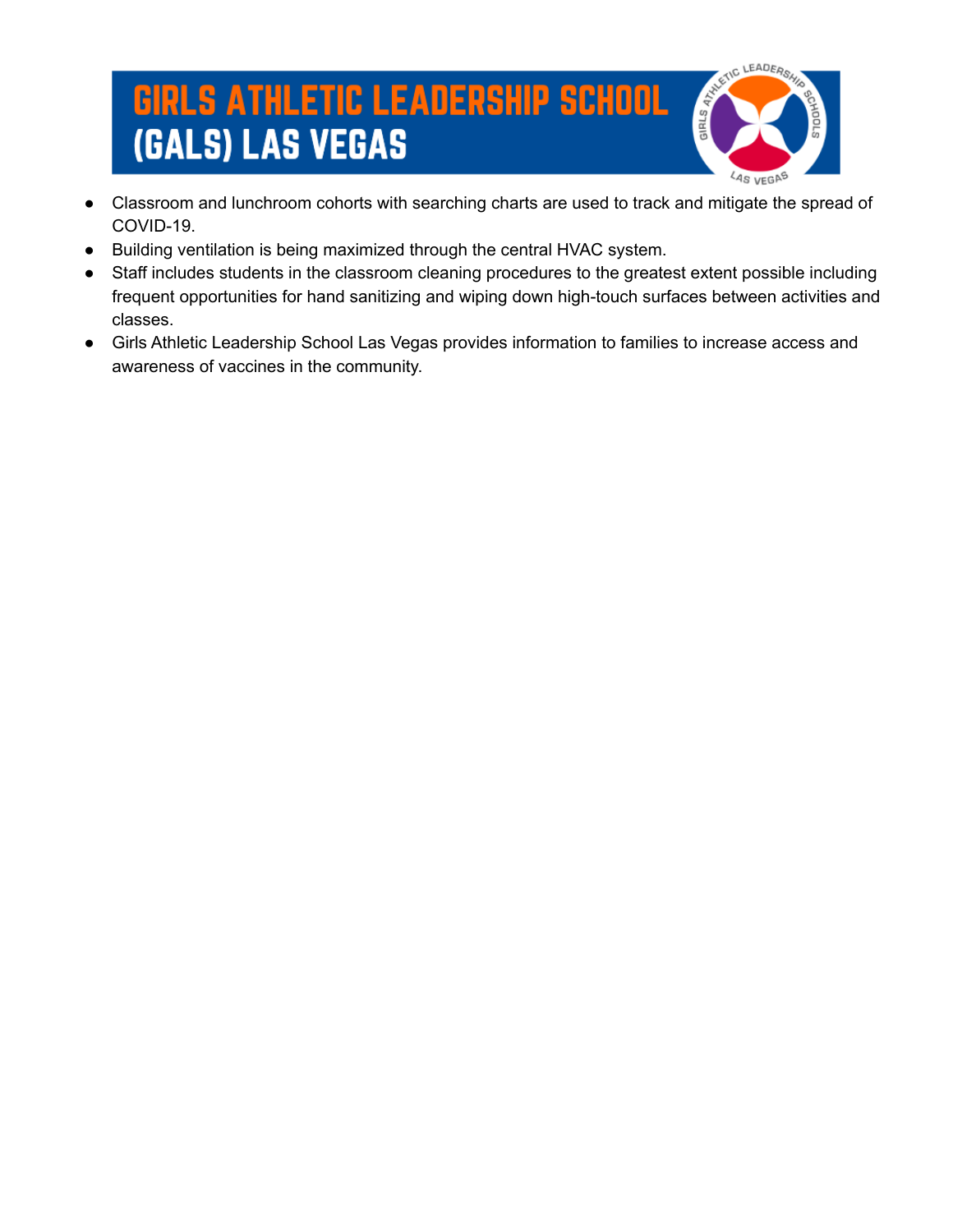# GIRLS ATHLETIC LEADERSHIP SCHOOL (GALS) LAS VEGAS

- Classroom and lunchroom cohorts with searching charts are used to track and mitigate the spread of COVID-19.
- Building ventilation is being maximized through the central HVAC system.
- Staff includes students in the classroom cleaning procedures to the greatest extent possible including frequent opportunities for hand sanitizing and wiping down high-touch surfaces between activities and classes.
- Girls Athletic Leadership School Las Vegas provides information to families to increase access and awareness of vaccines in the community.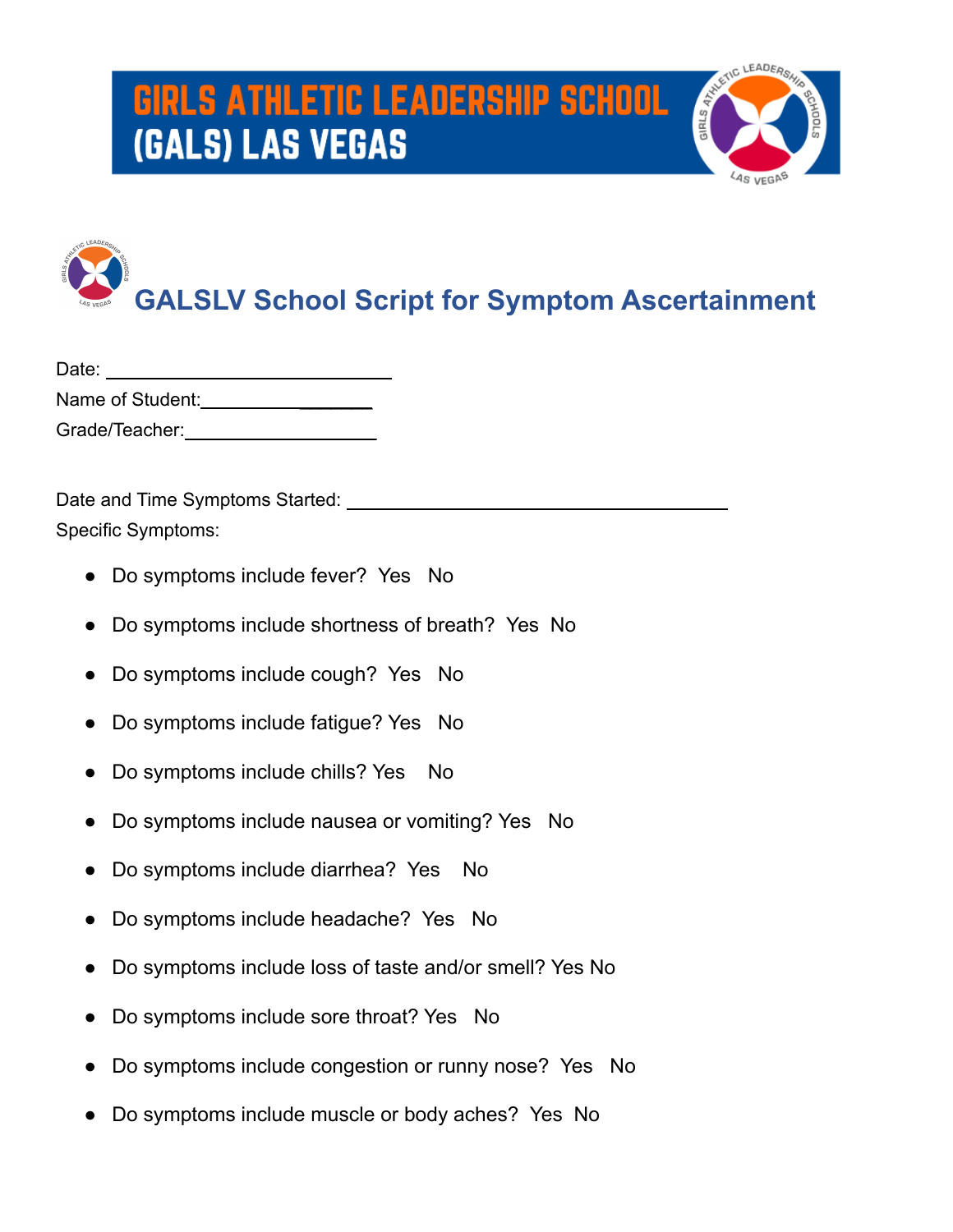# GIRLS ATHLETIC LEADERSHIP SCHOOL (GALS) LAS VEGAS

## GALSLV School Script for Symptom Ascertainment

Date: ____________________________

Name of Student:_________________

Grade/Teacher:___________________

Date and Time Symptoms Started: ________________________________________

Specific Symptoms:

- Do symptoms include fever? Yes No
- Do symptoms include shortness of breath? Yes No
- Do symptoms include cough? Yes No
- Do symptoms include fatigue? Yes No
- Do symptoms include chills? Yes No
- Do symptoms include nausea or vomiting? Yes No
- Do symptoms include diarrhea? Yes No
- Do symptoms include headache? Yes No
- Do symptoms include loss of taste and/or smell? Yes No
- Do symptoms include sore throat? Yes No
- Do symptoms include congestion or runny nose? Yes No
- Do symptoms include muscle or body aches? Yes No